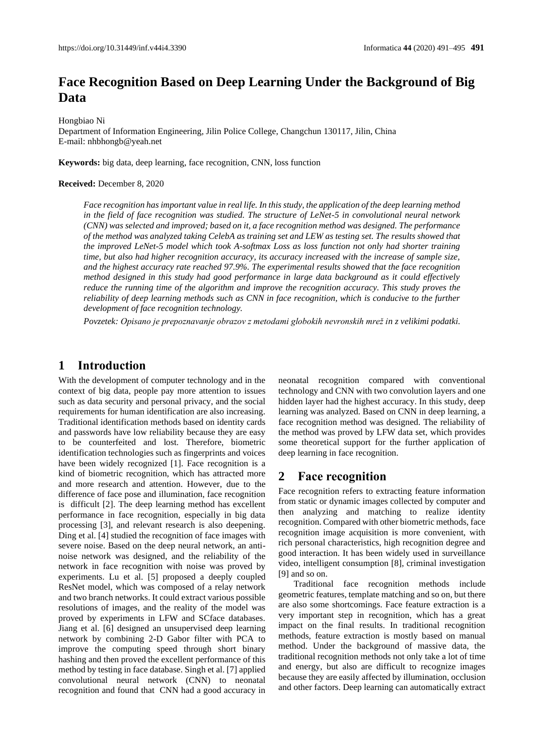# Face Recognition Based on Deep Learning Under the Background of Big Data

Hongbiao Ni  
Department of Information Engineering, Jilin Police College, Changchun 130117, Jilin, China  
E-mail: nhbhongb@yeah.net

**Keywords:** big data, deep learning, face recognition, CNN, loss function

**Received:** December 8, 2020

*Face recognition has important value in real life. In this study, the application of the deep learning method in the field of face recognition was studied. The structure of LeNet-5 in convolutional neural network (CNN) was selected and improved; based on it, a face recognition method was designed. The performance of the method was analyzed taking CelebA as training set and LEW as testing set. The results showed that the improved LeNet-5 model which took A-softmax Loss as loss function not only had shorter training time, but also had higher recognition accuracy, its accuracy increased with the increase of sample size, and the highest accuracy rate reached 97.9%. The experimental results showed that the face recognition method designed in this study had good performance in large data background as it could effectively reduce the running time of the algorithm and improve the recognition accuracy. This study proves the reliability of deep learning methods such as CNN in face recognition, which is conducive to the further development of face recognition technology.*

*Povzetek: Opisano je prepoznavanje obrazov z metodami globokih nevronskih mrež in z velikimi podatki.*

## 1 Introduction

With the development of computer technology and in the context of big data, people pay more attention to issues such as data security and personal privacy, and the social requirements for human identification are also increasing. Traditional identification methods based on identity cards and passwords have low reliability because they are easy to be counterfeited and lost. Therefore, biometric identification technologies such as fingerprints and voices have been widely recognized [1]. Face recognition is a kind of biometric recognition, which has attracted more and more research and attention. However, due to the difference of face pose and illumination, face recognition is difficult [2]. The deep learning method has excellent performance in face recognition, especially in big data processing [3], and relevant research is also deepening. Ding et al. [4] studied the recognition of face images with severe noise. Based on the deep neural network, an anti-noise network was designed, and the reliability of the network in face recognition with noise was proved by experiments. Lu et al. [5] proposed a deeply coupled ResNet model, which was composed of a relay network and two branch networks. It could extract various possible resolutions of images, and the reality of the model was proved by experiments in LFW and SCface databases. Jiang et al. [6] designed an unsupervised deep learning network by combining 2-D Gabor filter with PCA to improve the computing speed through short binary hashing and then proved the excellent performance of this method by testing in face database. Singh et al. [7] applied convolutional neural network (CNN) to neonatal recognition and found that CNN had a good accuracy in neonatal recognition compared with conventional technology and CNN with two convolution layers and one hidden layer had the highest accuracy. In this study, deep learning was analyzed. Based on CNN in deep learning, a face recognition method was designed. The reliability of the method was proved by LFW data set, which provides some theoretical support for the further application of deep learning in face recognition.

## 2 Face recognition

Face recognition refers to extracting feature information from static or dynamic images collected by computer and then analyzing and matching to realize identity recognition. Compared with other biometric methods, face recognition image acquisition is more convenient, with rich personal characteristics, high recognition degree and good interaction. It has been widely used in surveillance video, intelligent consumption [8], criminal investigation [9] and so on.

Traditional face recognition methods include geometric features, template matching and so on, but there are also some shortcomings. Face feature extraction is a very important step in recognition, which has a great impact on the final results. In traditional recognition methods, feature extraction is mostly based on manual method. Under the background of massive data, the traditional recognition methods not only take a lot of time and energy, but also are difficult to recognize images because they are easily affected by illumination, occlusion and other factors. Deep learning can automatically extract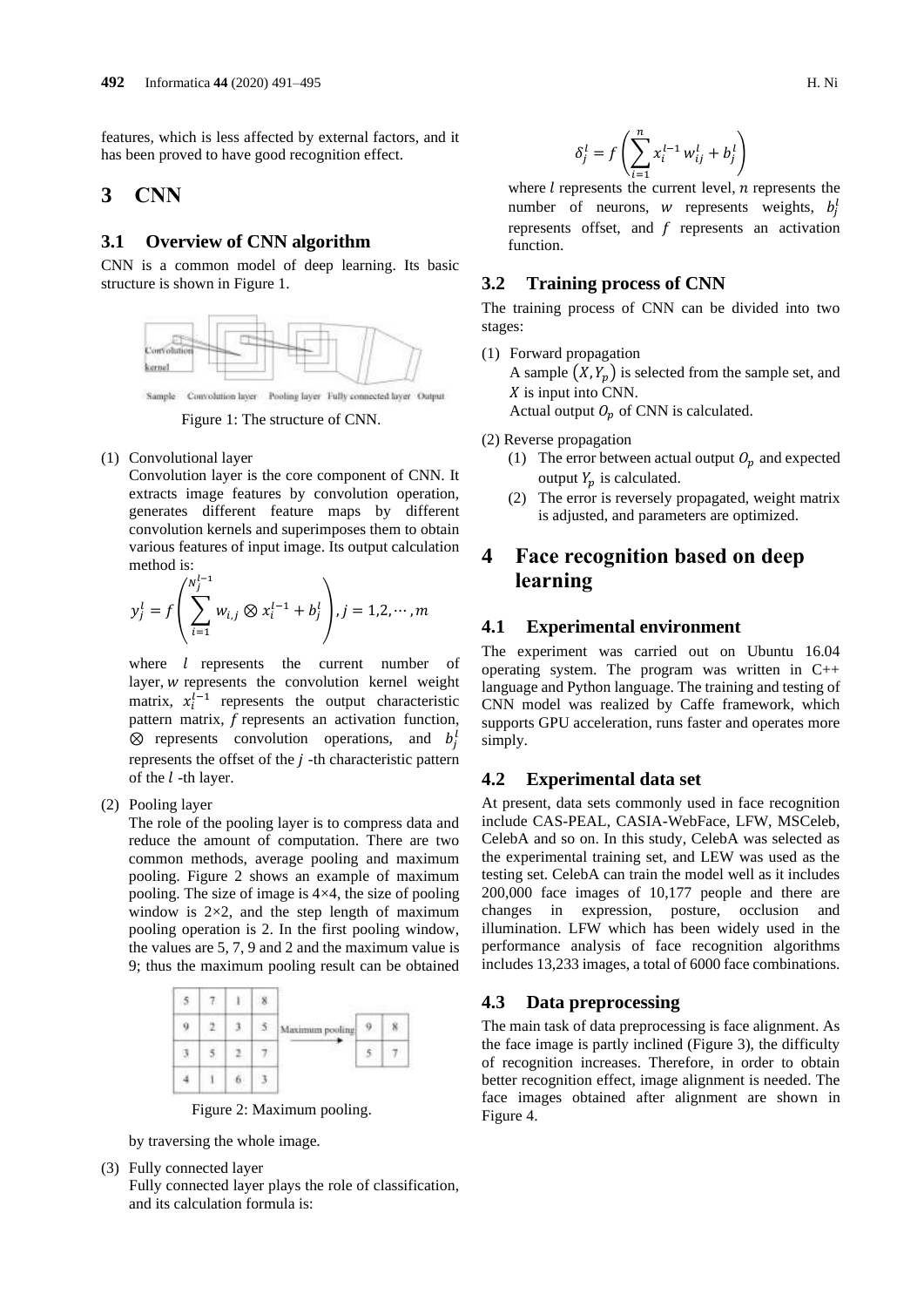features, which is less affected by external factors, and it has been proved to have good recognition effect.

## 3 CNN

### 3.1 Overview of CNN algorithm

CNN is a common model of deep learning. Its basic structure is shown in Figure 1.

Figure 1: The structure of CNN.

(1) Convolutional layer

Convolution layer is the core component of CNN. It extracts image features by convolution operation, generates different feature maps by different convolution kernels and superimposes them to obtain various features of input image. Its output calculation method is:

$$y_j^l = f\left(\sum_{i=1}^{N_j^{l-1}} w_{i,j} \otimes x_i^{l-1} + b_j^l\right), j = 1,2,\cdots,m$$

where $l$ represents the current number of layer, $w$ represents the convolution kernel weight matrix, $x_i^{l-1}$ represents the output characteristic pattern matrix, $f$ represents an activation function, $\otimes$ represents convolution operations, and $b_j^l$ represents the offset of the $j$ -th characteristic pattern of the $l$ -th layer.

(2) Pooling layer

The role of the pooling layer is to compress data and reduce the amount of computation. There are two common methods, average pooling and maximum pooling. Figure 2 shows an example of maximum pooling. The size of image is 4×4, the size of pooling window is 2×2, and the step length of maximum pooling operation is 2. In the first pooling window, the values are 5, 7, 9 and 2 and the maximum value is 9; thus the maximum pooling result can be obtained by traversing the whole image.

Figure 2: Maximum pooling.

(3) Fully connected layer

Fully connected layer plays the role of classification, and its calculation formula is:

$$\delta_j^l = f\left(\sum_{i=1}^{n} x_i^{l-1} w_{ij}^l + b_j^l\right)$$

where $l$ represents the current level, $n$ represents the number of neurons, $w$ represents weights, $b_j^l$ represents offset, and $f$ represents an activation function.

### 3.2 Training process of CNN

The training process of CNN can be divided into two stages:

(1) Forward propagation

A sample $(X, Y_p)$ is selected from the sample set, and $X$ is input into CNN.

Actual output $O_p$ of CNN is calculated.

(2) Reverse propagation

1. The error between actual output $O_p$ and expected output $Y_p$ is calculated.
2. The error is reversely propagated, weight matrix is adjusted, and parameters are optimized.

## 4 Face recognition based on deep learning

### 4.1 Experimental environment

The experiment was carried out on Ubuntu 16.04 operating system. The program was written in C++ language and Python language. The training and testing of CNN model was realized by Caffe framework, which supports GPU acceleration, runs faster and operates more simply.

### 4.2 Experimental data set

At present, data sets commonly used in face recognition include CAS-PEAL, CASIA-WebFace, LFW, MSCeleb, CelebA and so on. In this study, CelebA was selected as the experimental training set, and LEW was used as the testing set. CelebA can train the model well as it includes 200,000 face images of 10,177 people and there are changes in expression, posture, occlusion and illumination. LFW which has been widely used in the performance analysis of face recognition algorithms includes 13,233 images, a total of 6000 face combinations.

### 4.3 Data preprocessing

The main task of data preprocessing is face alignment. As the face image is partly inclined (Figure 3), the difficulty of recognition increases. Therefore, in order to obtain better recognition effect, image alignment is needed. The face images obtained after alignment are shown in Figure 4.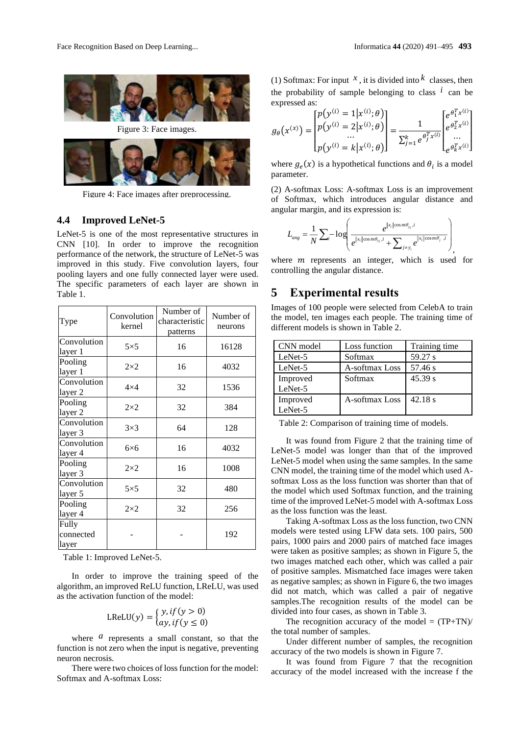Figure 3: Face images.

Figure 4: Face images after preprocessing.

### 4.4 Improved LeNet-5

LeNet-5 is one of the most representative structures in CNN [10]. In order to improve the recognition performance of the network, the structure of LeNet-5 was improved in this study. Five convolution layers, four pooling layers and one fully connected layer were used. The specific parameters of each layer are shown in Table 1.

| Type | Convolution kernel | Number of characteristic patterns | Number of neurons |
|---|---|---|---|
| Convolution layer 1 | 5×5 | 16 | 16128 |
| Pooling layer 1 | 2×2 | 16 | 4032 |
| Convolution layer 2 | 4×4 | 32 | 1536 |
| Pooling layer 2 | 2×2 | 32 | 384 |
| Convolution layer 3 | 3×3 | 64 | 128 |
| Convolution layer 4 | 6×6 | 16 | 4032 |
| Pooling layer 3 | 2×2 | 16 | 1008 |
| Convolution layer 5 | 5×5 | 32 | 480 |
| Pooling layer 4 | 2×2 | 32 | 256 |
| Fully connected layer | - | - | 192 |

Table 1: Improved LeNet-5.

In order to improve the training speed of the algorithm, an improved ReLU function, LReLU, was used as the activation function of the model:

$$\mathrm{LReLU}(y) = \begin{cases} y, if\,(y > 0) \\ ay, if\,(y \leq 0) \end{cases}$$

where $a$ represents a small constant, so that the function is not zero when the input is negative, preventing neuron necrosis.

There were two choices of loss function for the model: Softmax and A-softmax Loss:

(1) Softmax: For input $x$, it is divided into $k$ classes, then the probability of sample belonging to class $i$ can be expressed as:

$$g_\theta(x^{(x)}) = \begin{bmatrix} p(y^{(i)} = 1|x^{(i)};\theta) \\ p(y^{(i)} = 2|x^{(i)};\theta) \\ \cdots \\ p(y^{(i)} = k|x^{(i)};\theta) \end{bmatrix} = \frac{1}{\sum_{j=1}^{k} e^{\theta_j^T x^{(i)}}} \begin{bmatrix} e^{\theta_1^T x^{(i)}} \\ e^{\theta_2^T x^{(i)}} \\ \cdots \\ e^{\theta_k^T x^{(i)}} \end{bmatrix}$$

where $g_e(x)$ is a hypothetical functions and $\theta_i$ is a model parameter.

(2) A-softmax Loss: A-softmax Loss is an improvement of Softmax, which introduces angular distance and angular margin, and its expression is:

$$L_{ang} = \frac{1}{N}\sum_i -\log\left(\frac{e^{\|x_i\|\cos m\theta_{y_i},i}}{e^{\|x_i\|\cos m\theta_{y_i},i} + \sum_{j\neq y_i} e^{\|x_i\|\cos m\theta_j,i}}\right),$$

where $m$ represents an integer, which is used for controlling the angular distance.

## 5 Experimental results

Images of 100 people were selected from CelebA to train the model, ten images each people. The training time of different models is shown in Table 2.

| CNN model | Loss function | Training time |
|---|---|---|
| LeNet-5 | Softmax | 59.27 s |
| LeNet-5 | A-softmax Loss | 57.46 s |
| Improved LeNet-5 | Softmax | 45.39 s |
| Improved LeNet-5 | A-softmax Loss | 42.18 s |

Table 2: Comparison of training time of models.

It was found from Figure 2 that the training time of LeNet-5 model was longer than that of the improved LeNet-5 model when using the same samples. In the same CNN model, the training time of the model which used A-softmax Loss as the loss function was shorter than that of the model which used Softmax function, and the training time of the improved LeNet-5 model with A-softmax Loss as the loss function was the least.

Taking A-softmax Loss as the loss function, two CNN models were tested using LFW data sets. 100 pairs, 500 pairs, 1000 pairs and 2000 pairs of matched face images were taken as positive samples; as shown in Figure 5, the two images matched each other, which was called a pair of positive samples. Mismatched face images were taken as negative samples; as shown in Figure 6, the two images did not match, which was called a pair of negative samples.The recognition results of the model can be divided into four cases, as shown in Table 3.

The recognition accuracy of the model = (TP+TN)/ the total number of samples.

Under different number of samples, the recognition accuracy of the two models is shown in Figure 7.

It was found from Figure 7 that the recognition accuracy of the model increased with the increase f the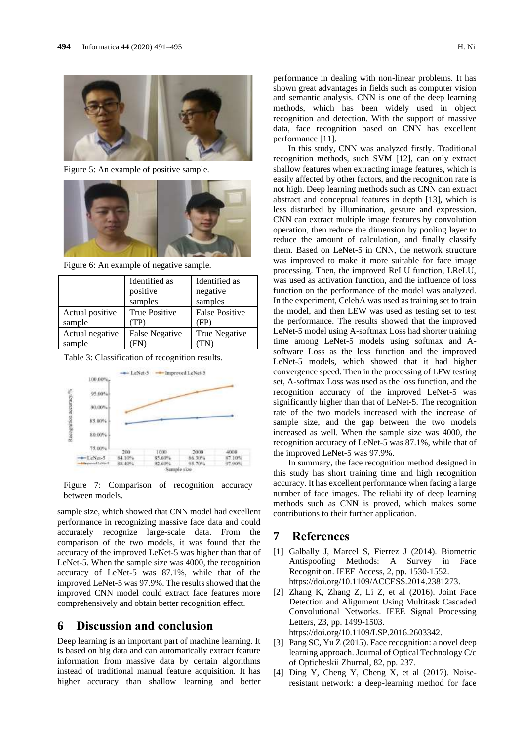Figure 5: An example of positive sample.

Figure 6: An example of negative sample.

| | Identified as positive samples | Identified as negative samples |
|---|---|---|
| Actual positive sample | True Positive (TP) | False Positive (FP) |
| Actual negative sample | False Negative (FN) | True Negative (TN) |

Table 3: Classification of recognition results.

| Sample size | 200 | 1000 | 2000 | 4000 |
|---|---|---|---|---|
| LeNet-5 | 84.10% | 85.60% | 86.30% | 87.10% |
| Improved LeNet-5 | 88.40% | 92.60% | 95.70% | 97.90% |

Figure 7: Comparison of recognition accuracy between models.

sample size, which showed that CNN model had excellent performance in recognizing massive face data and could accurately recognize large-scale data. From the comparison of the two models, it was found that the accuracy of the improved LeNet-5 was higher than that of LeNet-5. When the sample size was 4000, the recognition accuracy of LeNet-5 was 87.1%, while that of the improved LeNet-5 was 97.9%. The results showed that the improved CNN model could extract face features more comprehensively and obtain better recognition effect.

## 6 Discussion and conclusion

Deep learning is an important part of machine learning. It is based on big data and can automatically extract feature information from massive data by certain algorithms instead of traditional manual feature acquisition. It has higher accuracy than shallow learning and better performance in dealing with non-linear problems. It has shown great advantages in fields such as computer vision and semantic analysis. CNN is one of the deep learning methods, which has been widely used in object recognition and detection. With the support of massive data, face recognition based on CNN has excellent performance [11].

In this study, CNN was analyzed firstly. Traditional recognition methods, such SVM [12], can only extract shallow features when extracting image features, which is easily affected by other factors, and the recognition rate is not high. Deep learning methods such as CNN can extract abstract and conceptual features in depth [13], which is less disturbed by illumination, gesture and expression. CNN can extract multiple image features by convolution operation, then reduce the dimension by pooling layer to reduce the amount of calculation, and finally classify them. Based on LeNet-5 in CNN, the network structure was improved to make it more suitable for face image processing. Then, the improved ReLU function, LReLU, was used as activation function, and the influence of loss function on the performance of the model was analyzed. In the experiment, CelebA was used as training set to train the model, and then LEW was used as testing set to test the performance. The results showed that the improved LeNet-5 model using A-softmax Loss had shorter training time among LeNet-5 models using softmax and A-software Loss as the loss function and the improved LeNet-5 models, which showed that it had higher convergence speed. Then in the processing of LFW testing set, A-softmax Loss was used as the loss function, and the recognition accuracy of the improved LeNet-5 was significantly higher than that of LeNet-5. The recognition rate of the two models increased with the increase of sample size, and the gap between the two models increased as well. When the sample size was 4000, the recognition accuracy of LeNet-5 was 87.1%, while that of the improved LeNet-5 was 97.9%.

In summary, the face recognition method designed in this study has short training time and high recognition accuracy. It has excellent performance when facing a large number of face images. The reliability of deep learning methods such as CNN is proved, which makes some contributions to their further application.

## 7 References

[1] Galbally J, Marcel S, Fierrez J (2014). Biometric Antispoofing Methods: A Survey in Face Recognition. IEEE Access, 2, pp. 1530-1552. https://doi.org/10.1109/ACCESS.2014.2381273.

[2] Zhang K, Zhang Z, Li Z, et al (2016). Joint Face Detection and Alignment Using Multitask Cascaded Convolutional Networks. IEEE Signal Processing Letters, 23, pp. 1499-1503. https://doi.org/10.1109/LSP.2016.2603342.

[3] Pang SC, Yu Z (2015). Face recognition: a novel deep learning approach. Journal of Optical Technology C/c of Opticheskii Zhurnal, 82, pp. 237.

[4] Ding Y, Cheng Y, Cheng X, et al (2017). Noise-resistant network: a deep-learning method for face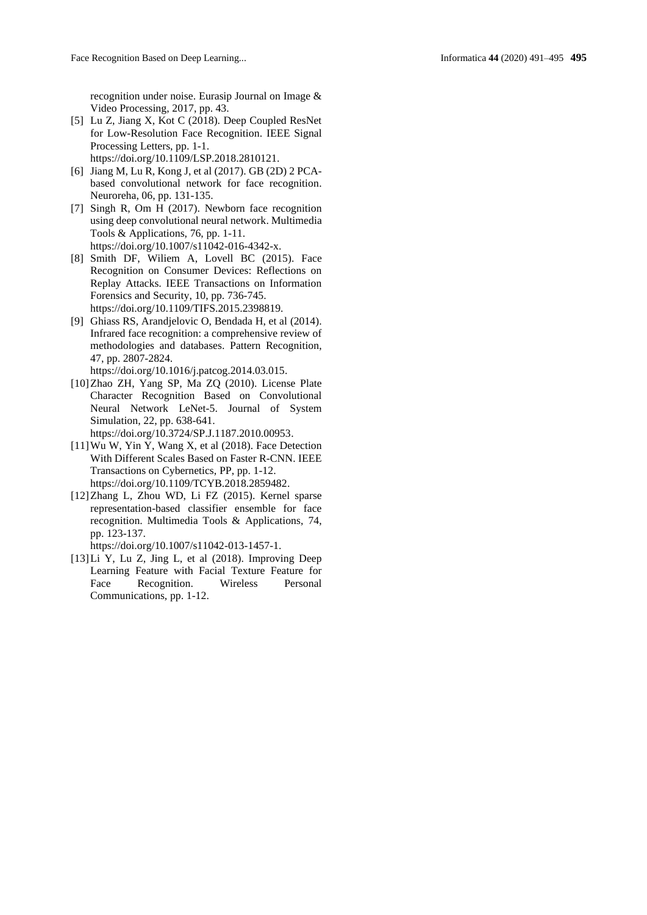recognition under noise. Eurasip Journal on Image & Video Processing, 2017, pp. 43.

[5] Lu Z, Jiang X, Kot C (2018). Deep Coupled ResNet for Low-Resolution Face Recognition. IEEE Signal Processing Letters, pp. 1-1. https://doi.org/10.1109/LSP.2018.2810121.

[6] Jiang M, Lu R, Kong J, et al (2017). GB (2D) 2 PCA-based convolutional network for face recognition. Neuroreha, 06, pp. 131-135.

[7] Singh R, Om H (2017). Newborn face recognition using deep convolutional neural network. Multimedia Tools & Applications, 76, pp. 1-11. https://doi.org/10.1007/s11042-016-4342-x.

[8] Smith DF, Wiliem A, Lovell BC (2015). Face Recognition on Consumer Devices: Reflections on Replay Attacks. IEEE Transactions on Information Forensics and Security, 10, pp. 736-745. https://doi.org/10.1109/TIFS.2015.2398819.

[9] Ghiass RS, Arandjelovic O, Bendada H, et al (2014). Infrared face recognition: a comprehensive review of methodologies and databases. Pattern Recognition, 47, pp. 2807-2824. https://doi.org/10.1016/j.patcog.2014.03.015.

[10] Zhao ZH, Yang SP, Ma ZQ (2010). License Plate Character Recognition Based on Convolutional Neural Network LeNet-5. Journal of System Simulation, 22, pp. 638-641. https://doi.org/10.3724/SP.J.1187.2010.00953.

[11] Wu W, Yin Y, Wang X, et al (2018). Face Detection With Different Scales Based on Faster R-CNN. IEEE Transactions on Cybernetics, PP, pp. 1-12. https://doi.org/10.1109/TCYB.2018.2859482.

[12] Zhang L, Zhou WD, Li FZ (2015). Kernel sparse representation-based classifier ensemble for face recognition. Multimedia Tools & Applications, 74, pp. 123-137. https://doi.org/10.1007/s11042-013-1457-1.

[13] Li Y, Lu Z, Jing L, et al (2018). Improving Deep Learning Feature with Facial Texture Feature for Face Recognition. Wireless Personal Communications, pp. 1-12.